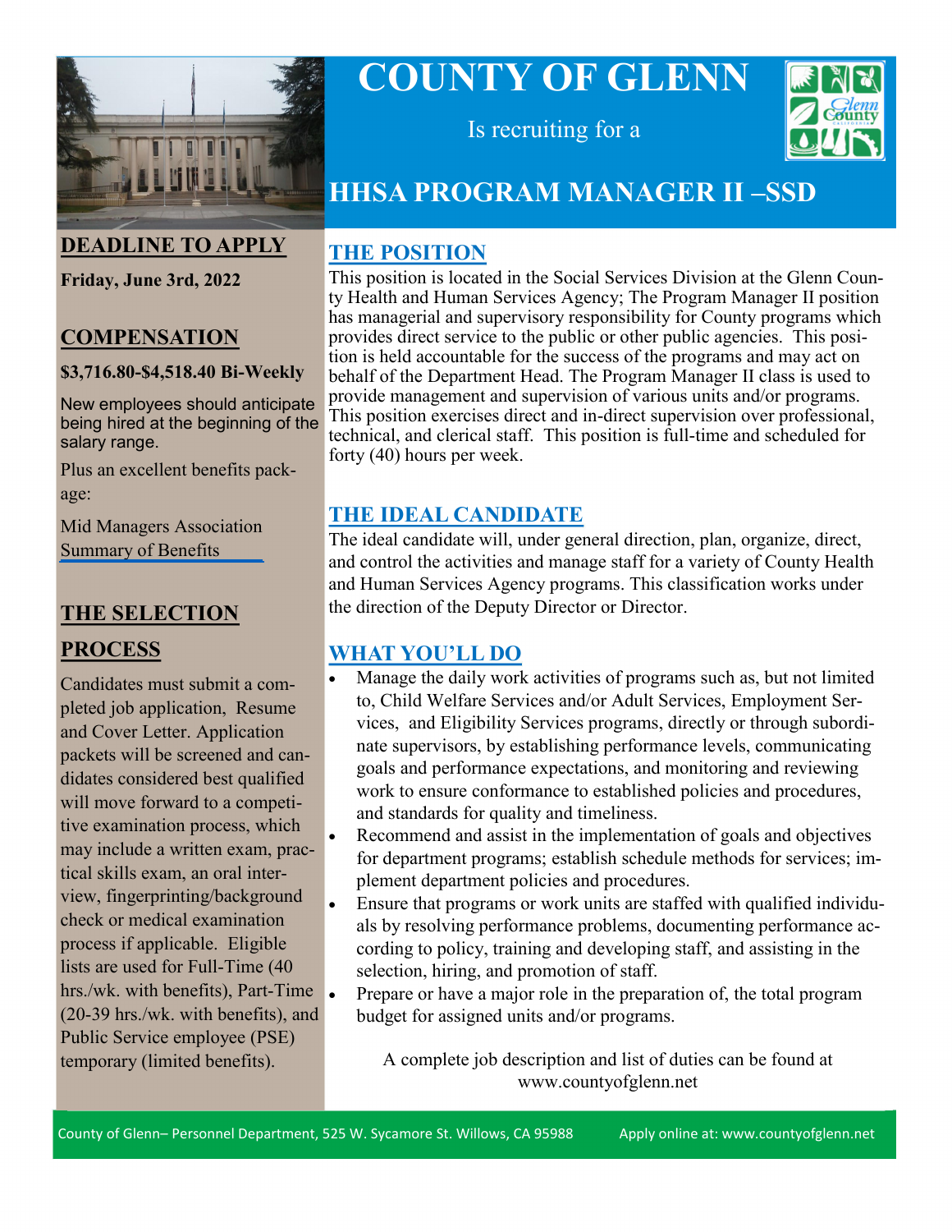# COUNTY OF GLENN

Is recruiting for a

## HHSA PROGRAM MANAGER II –SSD

## DEADLINE TO APPLY

**Friday, June 3rd, 2022**

## COMPENSATION

**$3,716.80-$4,518.40 Bi-Weekly**

New employees should anticipate being hired at the beginning of the salary range.

Plus an excellent benefits package:

Mid Managers Association Summary of Benefits

## THE SELECTION PROCESS

Candidates must submit a completed job application, Resume and Cover Letter. Application packets will be screened and candidates considered best qualified will move forward to a competitive examination process, which may include a written exam, practical skills exam, an oral interview, fingerprinting/background check or medical examination process if applicable. Eligible lists are used for Full-Time (40 hrs./wk. with benefits), Part-Time (20-39 hrs./wk. with benefits), and Public Service employee (PSE) temporary (limited benefits).

## THE POSITION

This position is located in the Social Services Division at the Glenn County Health and Human Services Agency; The Program Manager II position has managerial and supervisory responsibility for County programs which provides direct service to the public or other public agencies. This position is held accountable for the success of the programs and may act on behalf of the Department Head. The Program Manager II class is used to provide management and supervision of various units and/or programs. This position exercises direct and in-direct supervision over professional, technical, and clerical staff. This position is full-time and scheduled for forty (40) hours per week.

## THE IDEAL CANDIDATE

The ideal candidate will, under general direction, plan, organize, direct, and control the activities and manage staff for a variety of County Health and Human Services Agency programs. This classification works under the direction of the Deputy Director or Director.

## WHAT YOU'LL DO

- Manage the daily work activities of programs such as, but not limited to, Child Welfare Services and/or Adult Services, Employment Services, and Eligibility Services programs, directly or through subordinate supervisors, by establishing performance levels, communicating goals and performance expectations, and monitoring and reviewing work to ensure conformance to established policies and procedures, and standards for quality and timeliness.
- Recommend and assist in the implementation of goals and objectives for department programs; establish schedule methods for services; implement department policies and procedures.
- Ensure that programs or work units are staffed with qualified individuals by resolving performance problems, documenting performance according to policy, training and developing staff, and assisting in the selection, hiring, and promotion of staff.
- Prepare or have a major role in the preparation of, the total program budget for assigned units and/or programs.

A complete job description and list of duties can be found at www.countyofglenn.net

County of Glenn– Personnel Department, 525 W. Sycamore St. Willows, CA 95988 Apply online at: www.countyofglenn.net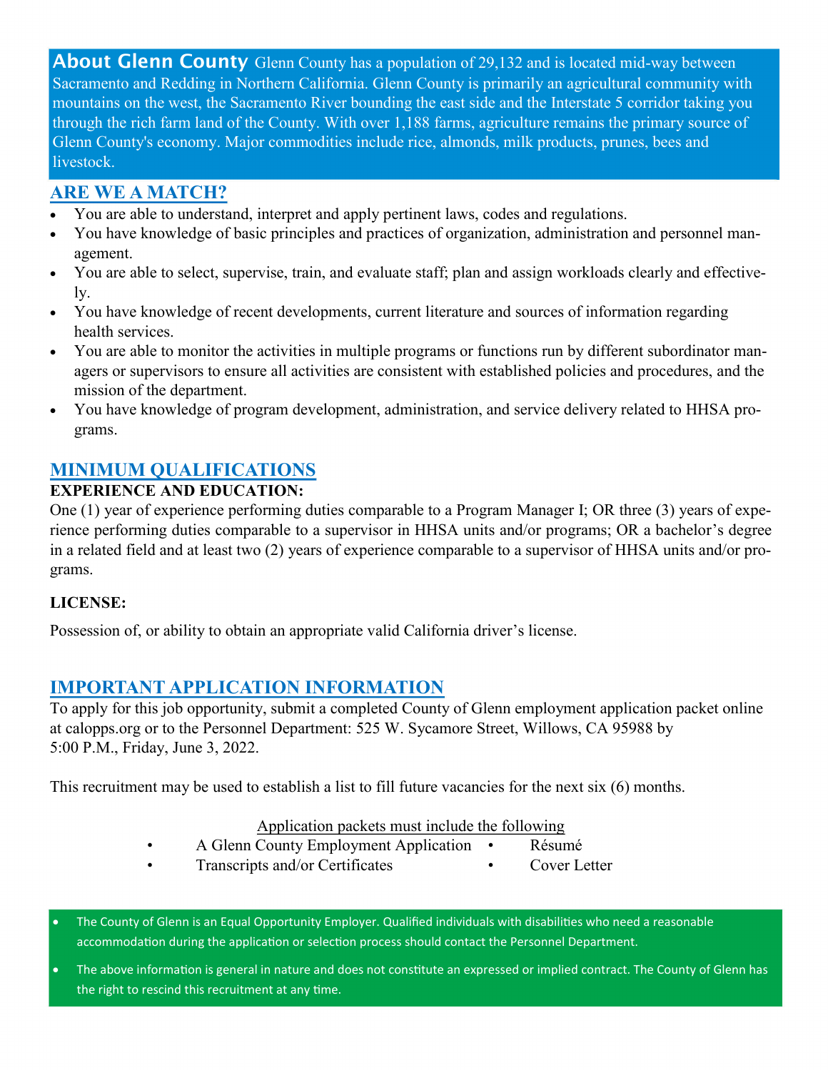**About Glenn County** Glenn County has a population of 29,132 and is located mid-way between Sacramento and Redding in Northern California. Glenn County is primarily an agricultural community with mountains on the west, the Sacramento River bounding the east side and the Interstate 5 corridor taking you through the rich farm land of the County. With over 1,188 farms, agriculture remains the primary source of Glenn County's economy. Major commodities include rice, almonds, milk products, prunes, bees and livestock.

## ARE WE A MATCH?

- You are able to understand, interpret and apply pertinent laws, codes and regulations.
- You have knowledge of basic principles and practices of organization, administration and personnel management.
- You are able to select, supervise, train, and evaluate staff; plan and assign workloads clearly and effectively.
- You have knowledge of recent developments, current literature and sources of information regarding health services.
- You are able to monitor the activities in multiple programs or functions run by different subordinator managers or supervisors to ensure all activities are consistent with established policies and procedures, and the mission of the department.
- You have knowledge of program development, administration, and service delivery related to HHSA programs.

## MINIMUM QUALIFICATIONS

**EXPERIENCE AND EDUCATION:**

One (1) year of experience performing duties comparable to a Program Manager I; OR three (3) years of experience performing duties comparable to a supervisor in HHSA units and/or programs; OR a bachelor's degree in a related field and at least two (2) years of experience comparable to a supervisor of HHSA units and/or programs.

**LICENSE:**

Possession of, or ability to obtain an appropriate valid California driver's license.

## IMPORTANT APPLICATION INFORMATION

To apply for this job opportunity, submit a completed County of Glenn employment application packet online at calopps.org or to the Personnel Department: 525 W. Sycamore Street, Willows, CA 95988 by 5:00 P.M., Friday, June 3, 2022.

This recruitment may be used to establish a list to fill future vacancies for the next six (6) months.

Application packets must include the following

- A Glenn County Employment Application
- Transcripts and/or Certificates
- Résumé
- Cover Letter

- The County of Glenn is an Equal Opportunity Employer. Qualified individuals with disabilities who need a reasonable accommodation during the application or selection process should contact the Personnel Department.
- The above information is general in nature and does not constitute an expressed or implied contract. The County of Glenn has the right to rescind this recruitment at any time.